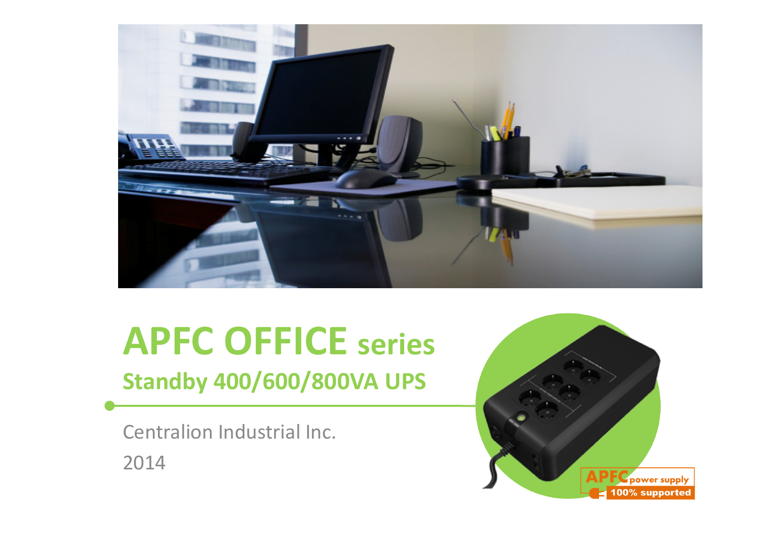# APFC OFFICE series

## Standby 400/600/800VA UPS

Centralion Industrial Inc.

2014

APFC power supply 100% supported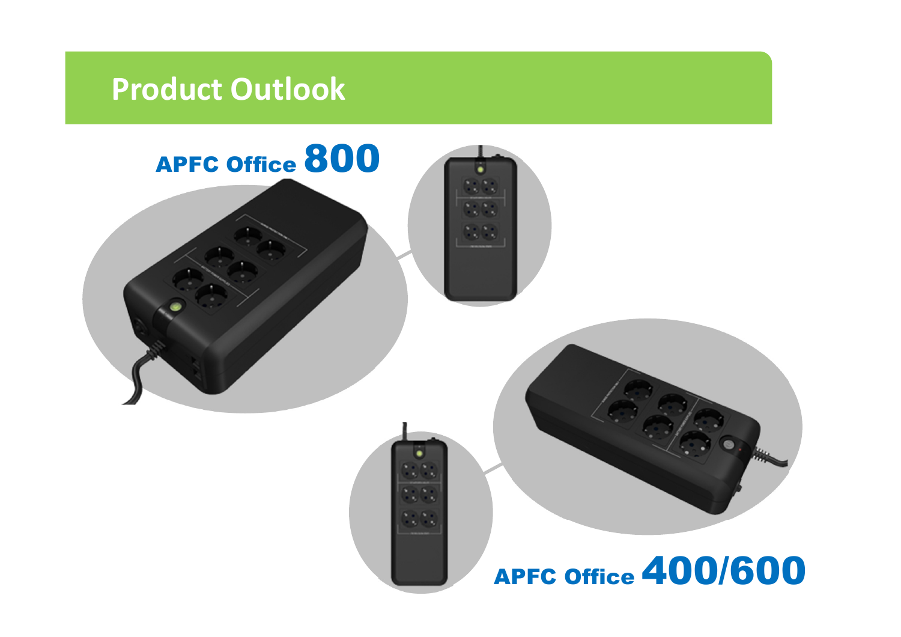## Product Outlook

**APFC Office 800**

**APFC Office 400/600**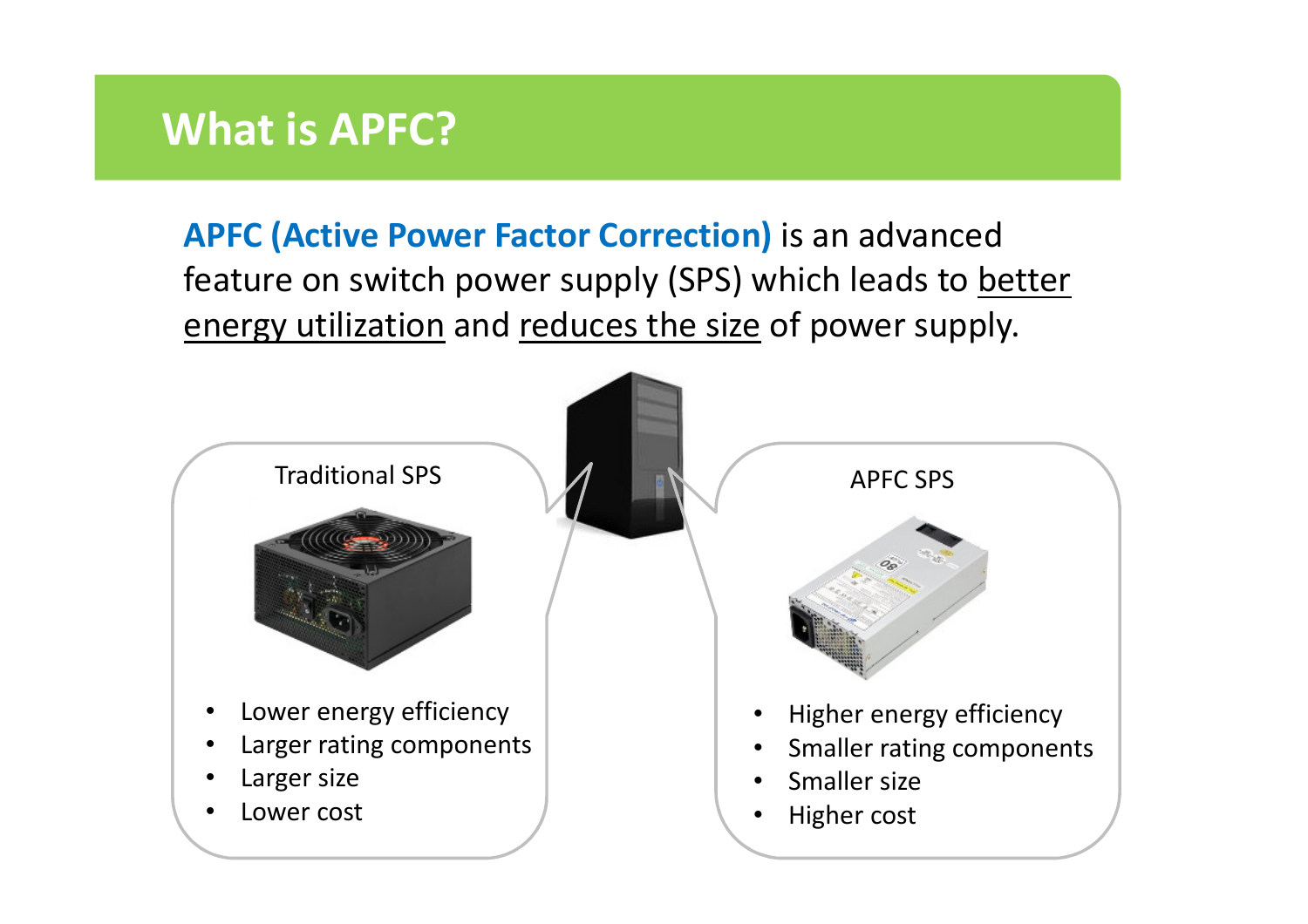# What is APFC?

**APFC (Active Power Factor Correction)** is an advanced feature on switch power supply (SPS) which leads to better energy utilization and reduces the size of power supply.

### Traditional SPS

- Lower energy efficiency
- Larger rating components
- Larger size
- Lower cost

### APFC SPS

- Higher energy efficiency
- Smaller rating components
- Smaller size
- Higher cost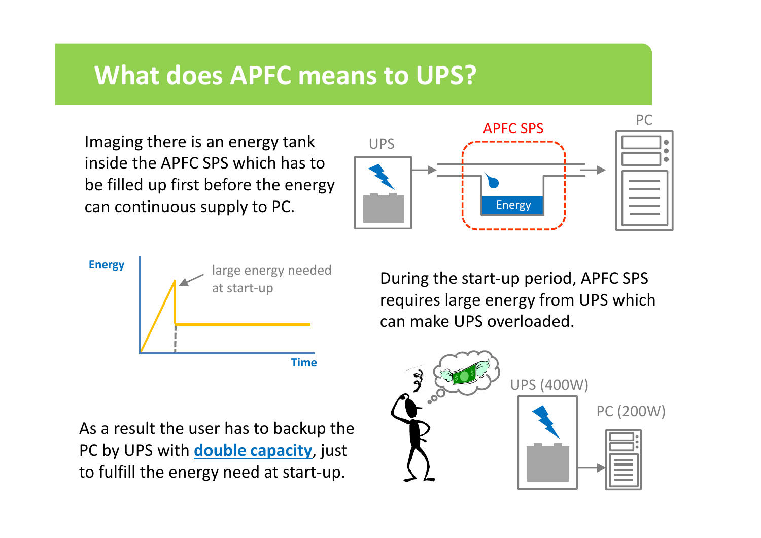# What does APFC means to UPS?

Imaging there is an energy tank inside the APFC SPS which has to be filled up first before the energy can continuous supply to PC.

UPS

APFC SPS

Energy

PC

Energy

large energy needed at start-up

Time

During the start-up period, APFC SPS requires large energy from UPS which can make UPS overloaded.

UPS (400W)

PC (200W)

As a result the user has to backup the PC by UPS with **double capacity**, just to fulfill the energy need at start-up.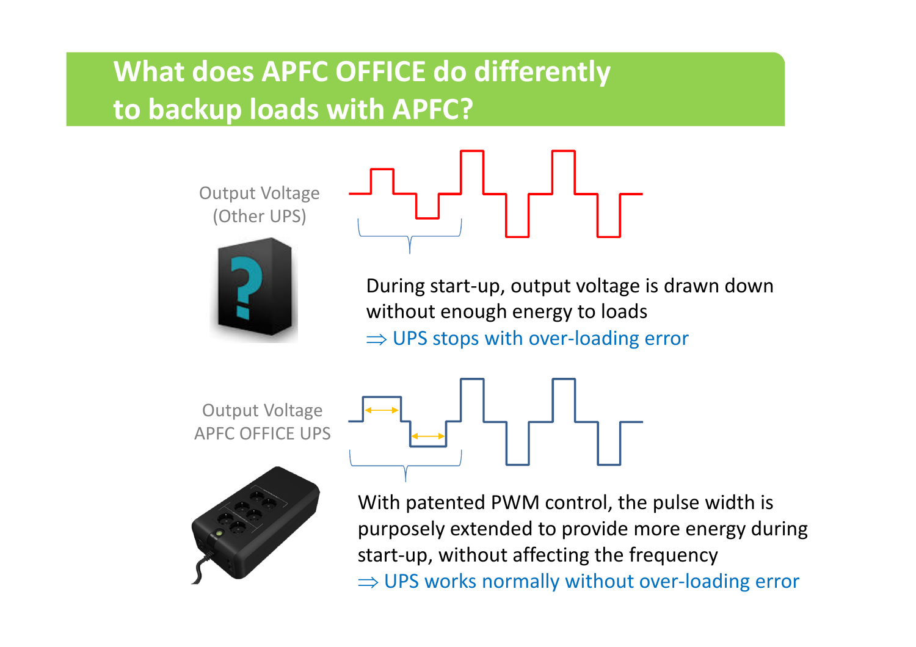# What does APFC OFFICE do differently to backup loads with APFC?

Output Voltage (Other UPS)

During start-up, output voltage is drawn down without enough energy to loads

⇒ UPS stops with over-loading error

Output Voltage APFC OFFICE UPS

With patented PWM control, the pulse width is purposely extended to provide more energy during start-up, without affecting the frequency

⇒ UPS works normally without over-loading error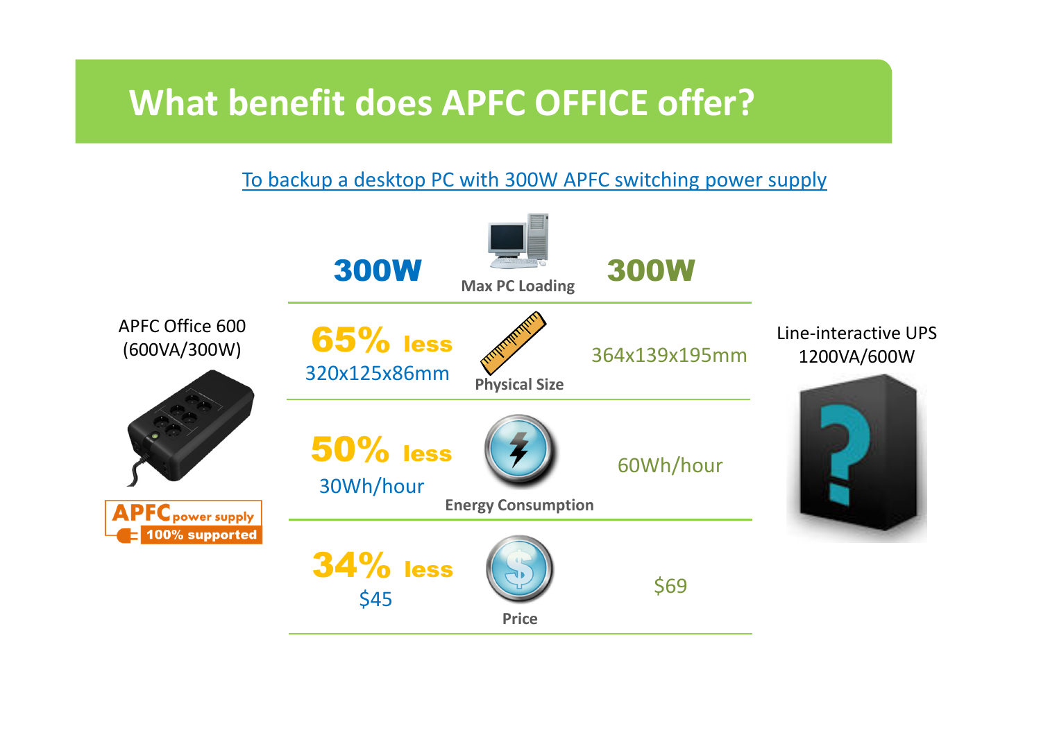# What benefit does APFC OFFICE offer?

To backup a desktop PC with 300W APFC switching power supply

| APFC Office 600 (600VA/300W) | | Line-interactive UPS 1200VA/600W |
|---|---|---|
| 300W | Max PC Loading | 300W |
| 65% less<br>320x125x86mm | Physical Size | 364x139x195mm |
| 50% less<br>30Wh/hour | Energy Consumption | 60Wh/hour |
| 34% less<br>$45 | Price | $69 |

APFC power supply 100% supported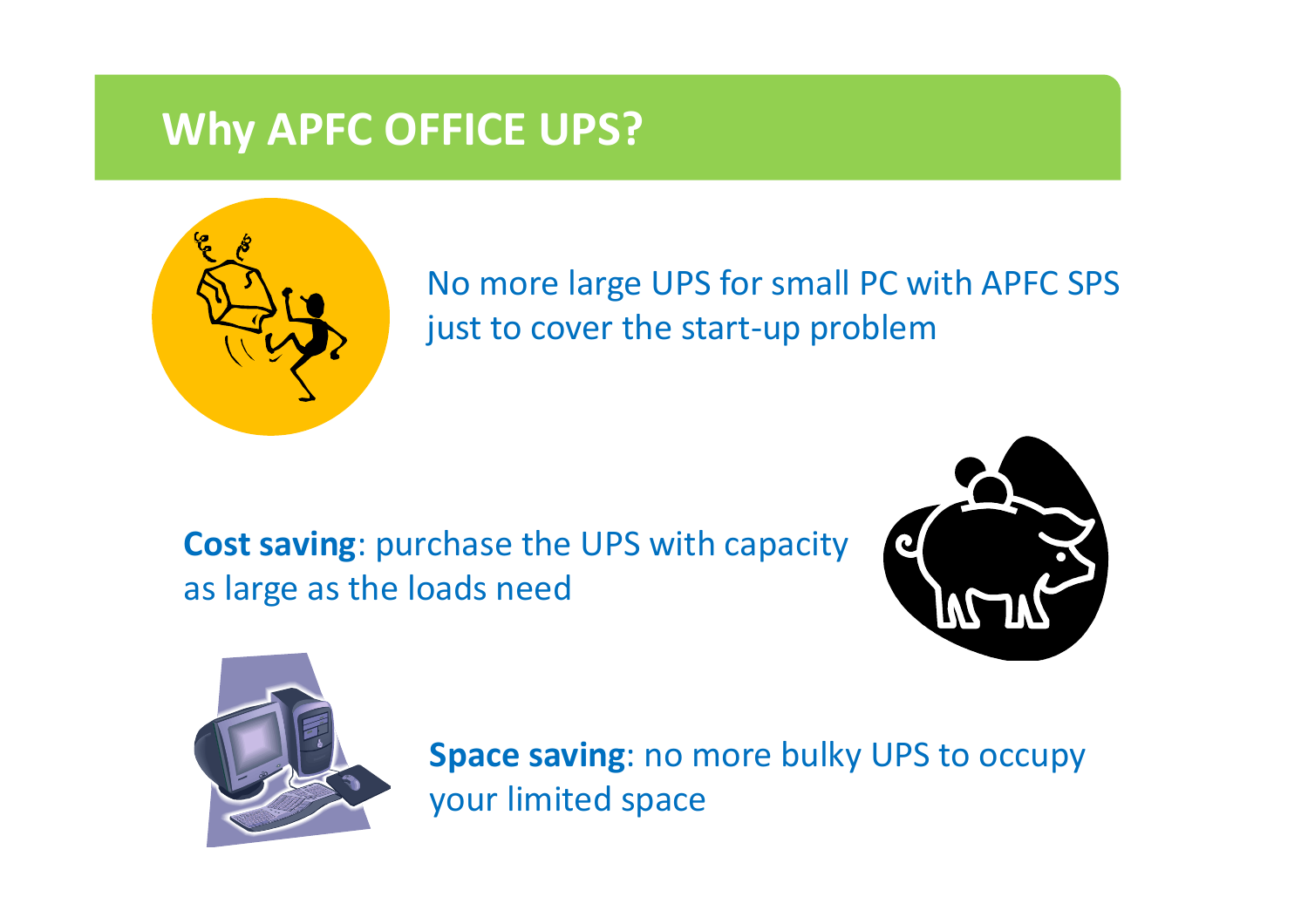# Why APFC OFFICE UPS?

No more large UPS for small PC with APFC SPS just to cover the start-up problem

**Cost saving**: purchase the UPS with capacity as large as the loads need

**Space saving**: no more bulky UPS to occupy your limited space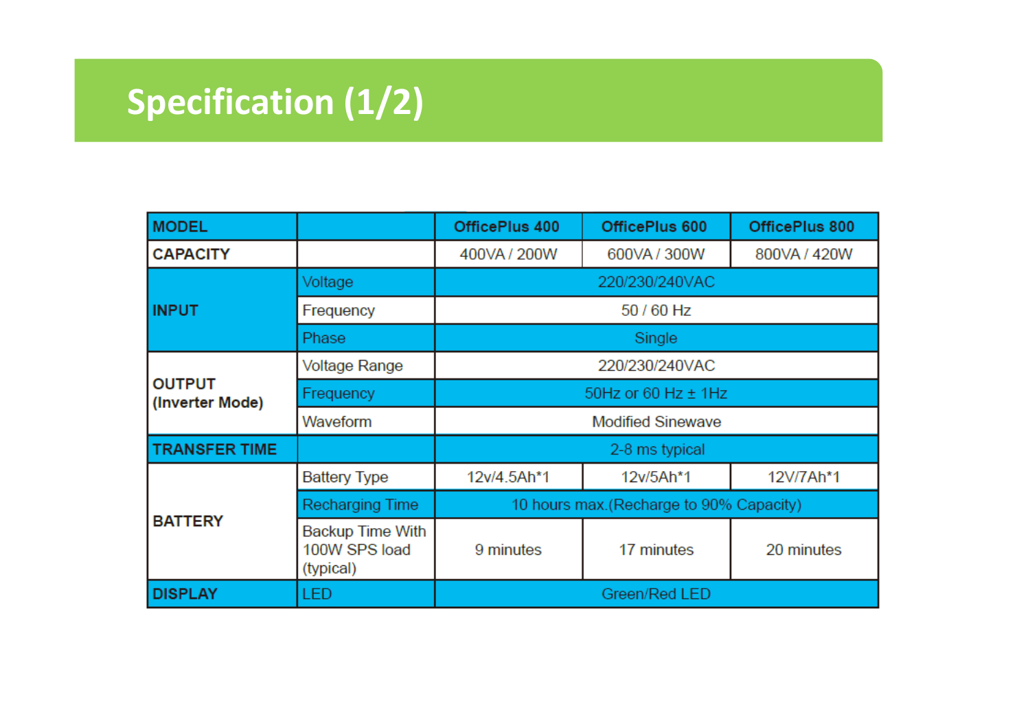# Specification (1/2)

| MODEL | | OfficePlus 400 | OfficePlus 600 | OfficePlus 800 |
|---|---|---|---|---|
| CAPACITY | | 400VA / 200W | 600VA / 300W | 800VA / 420W |
| INPUT | Voltage | 220/230/240VAC | | |
| | Frequency | 50 / 60 Hz | | |
| | Phase | Single | | |
| OUTPUT (Inverter Mode) | Voltage Range | 220/230/240VAC | | |
| | Frequency | 50Hz or 60 Hz ± 1Hz | | |
| | Waveform | Modified Sinewave | | |
| TRANSFER TIME | | 2-8 ms typical | | |
| BATTERY | Battery Type | 12v/4.5Ah*1 | 12v/5Ah*1 | 12V/7Ah*1 |
| | Recharging Time | 10 hours max.(Recharge to 90% Capacity) | | |
| | Backup Time With 100W SPS load (typical) | 9 minutes | 17 minutes | 20 minutes |
| DISPLAY | LED | Green/Red LED | | |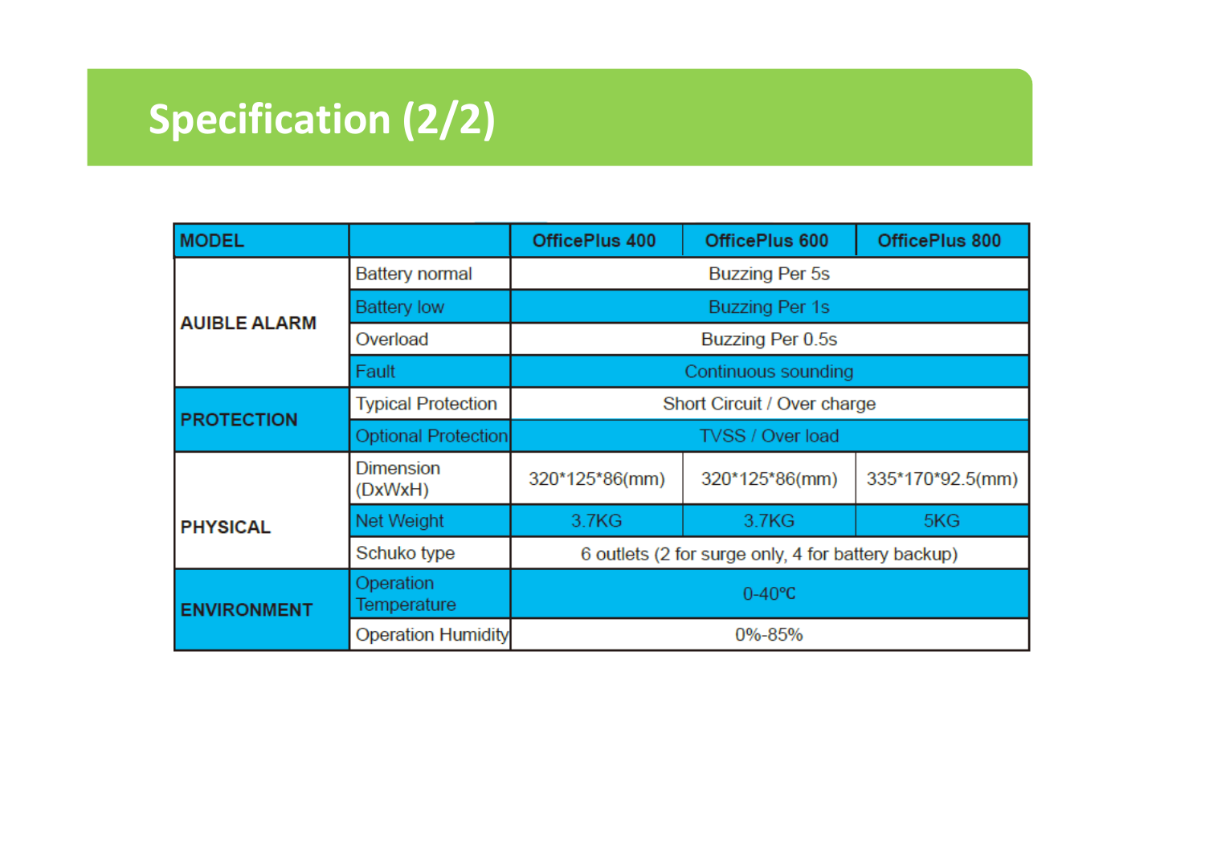# Specification (2/2)

| MODEL | | OfficePlus 400 | OfficePlus 600 | OfficePlus 800 |
|---|---|---|---|---|
| AUIBLE ALARM | Battery normal | Buzzing Per 5s | | |
| | Battery low | Buzzing Per 1s | | |
| | Overload | Buzzing Per 0.5s | | |
| | Fault | Continuous sounding | | |
| PROTECTION | Typical Protection | Short Circuit / Over charge | | |
| | Optional Protection | TVSS / Over load | | |
| PHYSICAL | Dimension (DxWxH) | 320*125*86(mm) | 320*125*86(mm) | 335*170*92.5(mm) |
| | Net Weight | 3.7KG | 3.7KG | 5KG |
| | Schuko type | 6 outlets (2 for surge only, 4 for battery backup) | | |
| ENVIRONMENT | Operation Temperature | 0-40℃ | | |
| | Operation Humidity | 0%-85% | | |